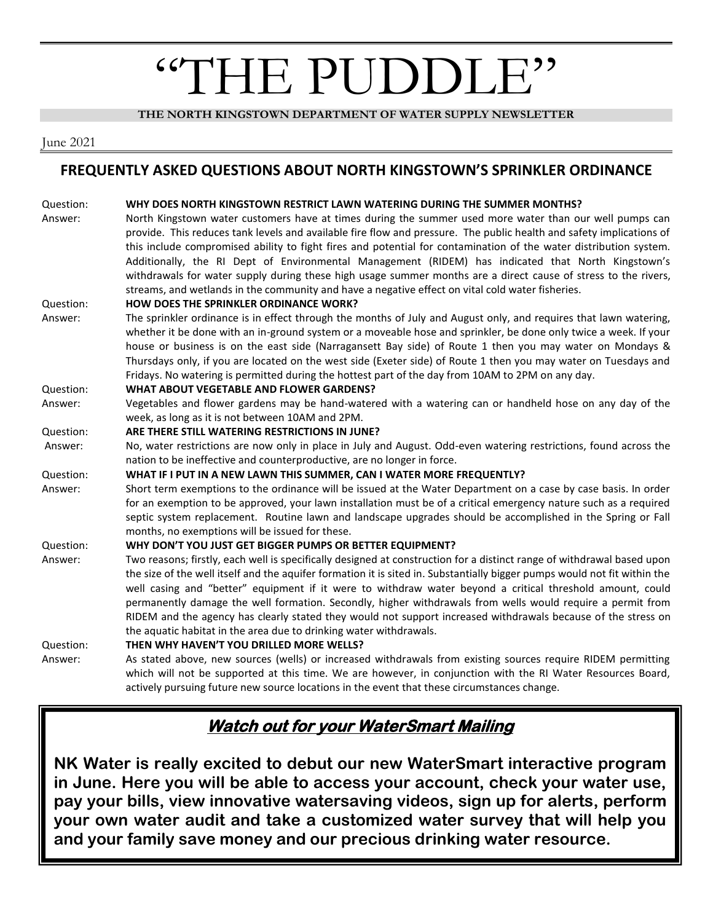# "THE PUDDLE"

**THE NORTH KINGSTOWN DEPARTMENT OF WATER SUPPLY NEWSLETTER**

June 2021

## FREQUENTLY ASKED QUESTIONS ABOUT NORTH KINGSTOWN'S SPRINKLER ORDINANCE

Question: **WHY DOES NORTH KINGSTOWN RESTRICT LAWN WATERING DURING THE SUMMER MONTHS?**

Answer: North Kingstown water customers have at times during the summer used more water than our well pumps can provide. This reduces tank levels and available fire flow and pressure. The public health and safety implications of this include compromised ability to fight fires and potential for contamination of the water distribution system. Additionally, the RI Dept of Environmental Management (RIDEM) has indicated that North Kingstown's withdrawals for water supply during these high usage summer months are a direct cause of stress to the rivers, streams, and wetlands in the community and have a negative effect on vital cold water fisheries.

Question: **HOW DOES THE SPRINKLER ORDINANCE WORK?**

Answer: The sprinkler ordinance is in effect through the months of July and August only, and requires that lawn watering, whether it be done with an in-ground system or a moveable hose and sprinkler, be done only twice a week. If your house or business is on the east side (Narragansett Bay side) of Route 1 then you may water on Mondays & Thursdays only, if you are located on the west side (Exeter side) of Route 1 then you may water on Tuesdays and Fridays. No watering is permitted during the hottest part of the day from 10AM to 2PM on any day.

Question: **WHAT ABOUT VEGETABLE AND FLOWER GARDENS?**

Answer: Vegetables and flower gardens may be hand-watered with a watering can or handheld hose on any day of the week, as long as it is not between 10AM and 2PM.

Question: **ARE THERE STILL WATERING RESTRICTIONS IN JUNE?**

Answer: No, water restrictions are now only in place in July and August. Odd-even watering restrictions, found across the nation to be ineffective and counterproductive, are no longer in force.

Question: **WHAT IF I PUT IN A NEW LAWN THIS SUMMER, CAN I WATER MORE FREQUENTLY?**

Answer: Short term exemptions to the ordinance will be issued at the Water Department on a case by case basis. In order for an exemption to be approved, your lawn installation must be of a critical emergency nature such as a required septic system replacement. Routine lawn and landscape upgrades should be accomplished in the Spring or Fall months, no exemptions will be issued for these.

Question: **WHY DON'T YOU JUST GET BIGGER PUMPS OR BETTER EQUIPMENT?**

Answer: Two reasons; firstly, each well is specifically designed at construction for a distinct range of withdrawal based upon the size of the well itself and the aquifer formation it is sited in. Substantially bigger pumps would not fit within the well casing and "better" equipment if it were to withdraw water beyond a critical threshold amount, could permanently damage the well formation. Secondly, higher withdrawals from wells would require a permit from RIDEM and the agency has clearly stated they would not support increased withdrawals because of the stress on the aquatic habitat in the area due to drinking water withdrawals.

Question: **THEN WHY HAVEN'T YOU DRILLED MORE WELLS?**

Answer: As stated above, new sources (wells) or increased withdrawals from existing sources require RIDEM permitting which will not be supported at this time. We are however, in conjunction with the RI Water Resources Board, actively pursuing future new source locations in the event that these circumstances change.

## ***Watch out for your WaterSmart Mailing***

**NK Water is really excited to debut our new WaterSmart interactive program in June. Here you will be able to access your account, check your water use, pay your bills, view innovative watersaving videos, sign up for alerts, perform your own water audit and take a customized water survey that will help you and your family save money and our precious drinking water resource.**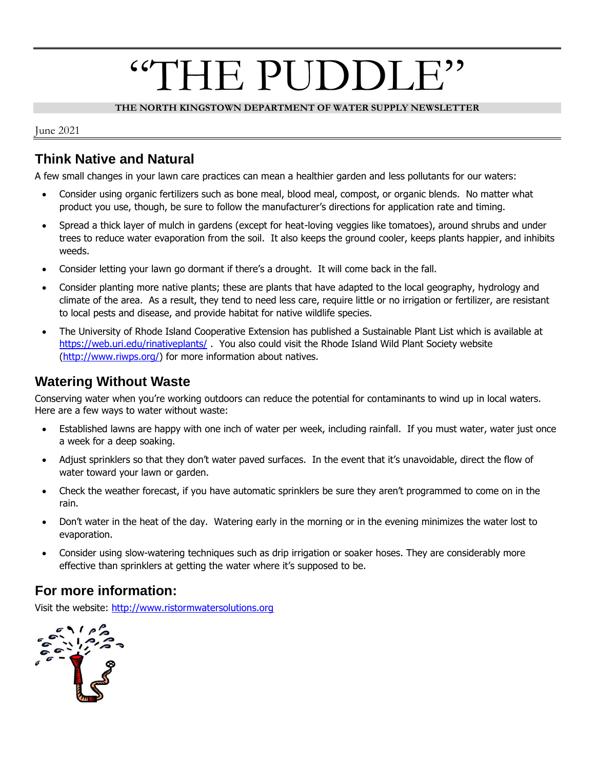# "THE PUDDLE"

**THE NORTH KINGSTOWN DEPARTMENT OF WATER SUPPLY NEWSLETTER**

June 2021

## Think Native and Natural

A few small changes in your lawn care practices can mean a healthier garden and less pollutants for our waters:

- Consider using organic fertilizers such as bone meal, blood meal, compost, or organic blends. No matter what product you use, though, be sure to follow the manufacturer's directions for application rate and timing.
- Spread a thick layer of mulch in gardens (except for heat-loving veggies like tomatoes), around shrubs and under trees to reduce water evaporation from the soil. It also keeps the ground cooler, keeps plants happier, and inhibits weeds.
- Consider letting your lawn go dormant if there's a drought. It will come back in the fall.
- Consider planting more native plants; these are plants that have adapted to the local geography, hydrology and climate of the area. As a result, they tend to need less care, require little or no irrigation or fertilizer, are resistant to local pests and disease, and provide habitat for native wildlife species.
- The University of Rhode Island Cooperative Extension has published a Sustainable Plant List which is available at https://web.uri.edu/rinativeplants/ . You also could visit the Rhode Island Wild Plant Society website (http://www.riwps.org/) for more information about natives.

## Watering Without Waste

Conserving water when you're working outdoors can reduce the potential for contaminants to wind up in local waters. Here are a few ways to water without waste:

- Established lawns are happy with one inch of water per week, including rainfall. If you must water, water just once a week for a deep soaking.
- Adjust sprinklers so that they don't water paved surfaces. In the event that it's unavoidable, direct the flow of water toward your lawn or garden.
- Check the weather forecast, if you have automatic sprinklers be sure they aren't programmed to come on in the rain.
- Don't water in the heat of the day. Watering early in the morning or in the evening minimizes the water lost to evaporation.
- Consider using slow-watering techniques such as drip irrigation or soaker hoses. They are considerably more effective than sprinklers at getting the water where it's supposed to be.

## For more information:

Visit the website: http://www.ristormwatersolutions.org